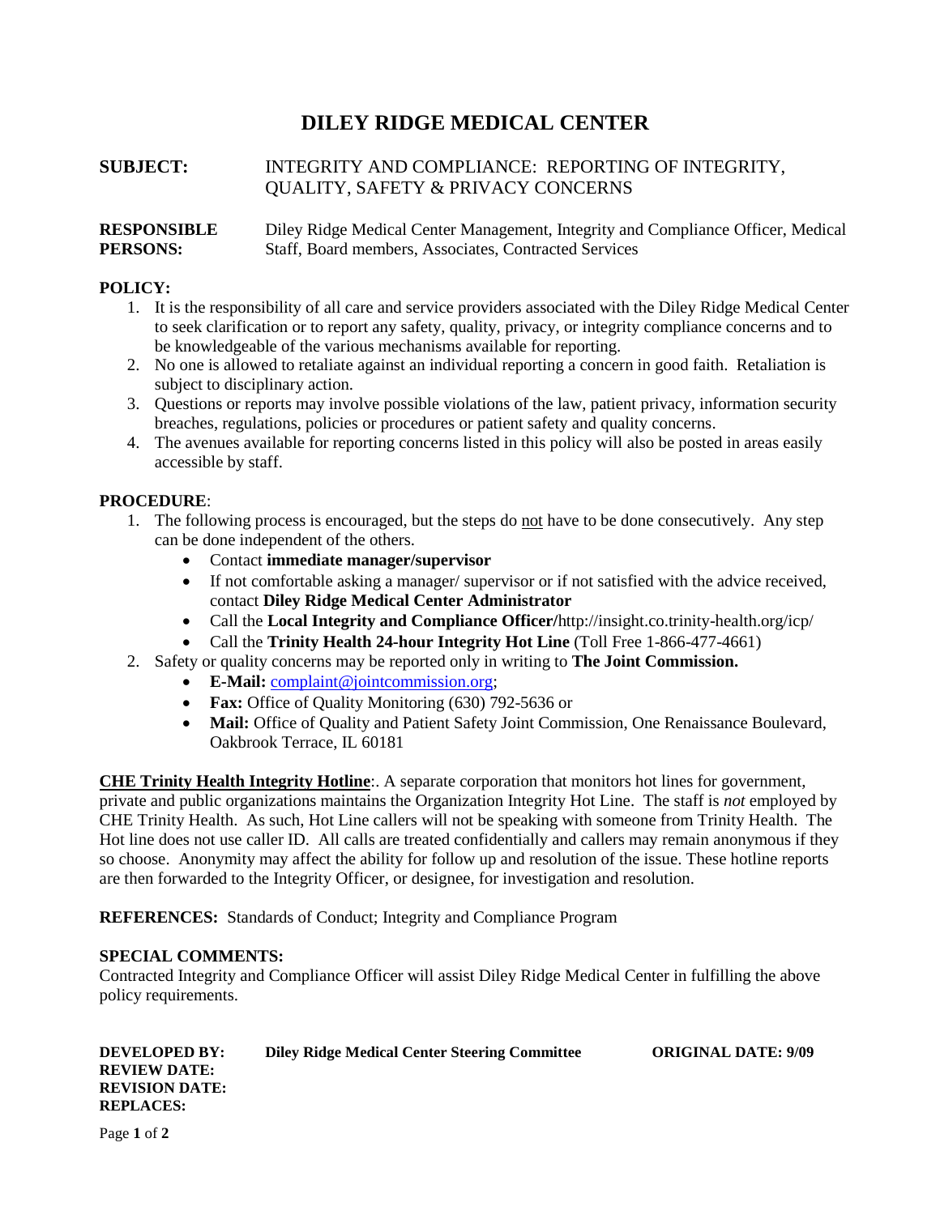# DILEY RIDGE MEDICAL CENTER

**SUBJECT:** INTEGRITY AND COMPLIANCE: REPORTING OF INTEGRITY, QUALITY, SAFETY & PRIVACY CONCERNS

**RESPONSIBLE PERSONS:** Diley Ridge Medical Center Management, Integrity and Compliance Officer, Medical Staff, Board members, Associates, Contracted Services

**POLICY:**

1. It is the responsibility of all care and service providers associated with the Diley Ridge Medical Center to seek clarification or to report any safety, quality, privacy, or integrity compliance concerns and to be knowledgeable of the various mechanisms available for reporting.
2. No one is allowed to retaliate against an individual reporting a concern in good faith. Retaliation is subject to disciplinary action.
3. Questions or reports may involve possible violations of the law, patient privacy, information security breaches, regulations, policies or procedures or patient safety and quality concerns.
4. The avenues available for reporting concerns listed in this policy will also be posted in areas easily accessible by staff.

**PROCEDURE**:

1. The following process is encouraged, but the steps do <u>not</u> have to be done consecutively. Any step can be done independent of the others.
   - Contact **immediate manager/supervisor**
   - If not comfortable asking a manager/ supervisor or if not satisfied with the advice received, contact **Diley Ridge Medical Center Administrator**
   - Call the **Local Integrity and Compliance Officer/**http://insight.co.trinity-health.org/icp/
   - Call the **Trinity Health 24-hour Integrity Hot Line** (Toll Free 1-866-477-4661)
2. Safety or quality concerns may be reported only in writing to **The Joint Commission.**
   - **E-Mail:** complaint@jointcommission.org;
   - **Fax:** Office of Quality Monitoring (630) 792-5636 or
   - **Mail:** Office of Quality and Patient Safety Joint Commission, One Renaissance Boulevard, Oakbrook Terrace, IL 60181

**<u>CHE Trinity Health Integrity Hotline</u>**:. A separate corporation that monitors hot lines for government, private and public organizations maintains the Organization Integrity Hot Line. The staff is *not* employed by CHE Trinity Health. As such, Hot Line callers will not be speaking with someone from Trinity Health. The Hot line does not use caller ID. All calls are treated confidentially and callers may remain anonymous if they so choose. Anonymity may affect the ability for follow up and resolution of the issue. These hotline reports are then forwarded to the Integrity Officer, or designee, for investigation and resolution.

**REFERENCES:** Standards of Conduct; Integrity and Compliance Program

**SPECIAL COMMENTS:**
Contracted Integrity and Compliance Officer will assist Diley Ridge Medical Center in fulfilling the above policy requirements.

**DEVELOPED BY:** **Diley Ridge Medical Center Steering Committee** **ORIGINAL DATE: 9/09**
**REVIEW DATE:**
**REVISION DATE:**
**REPLACES:**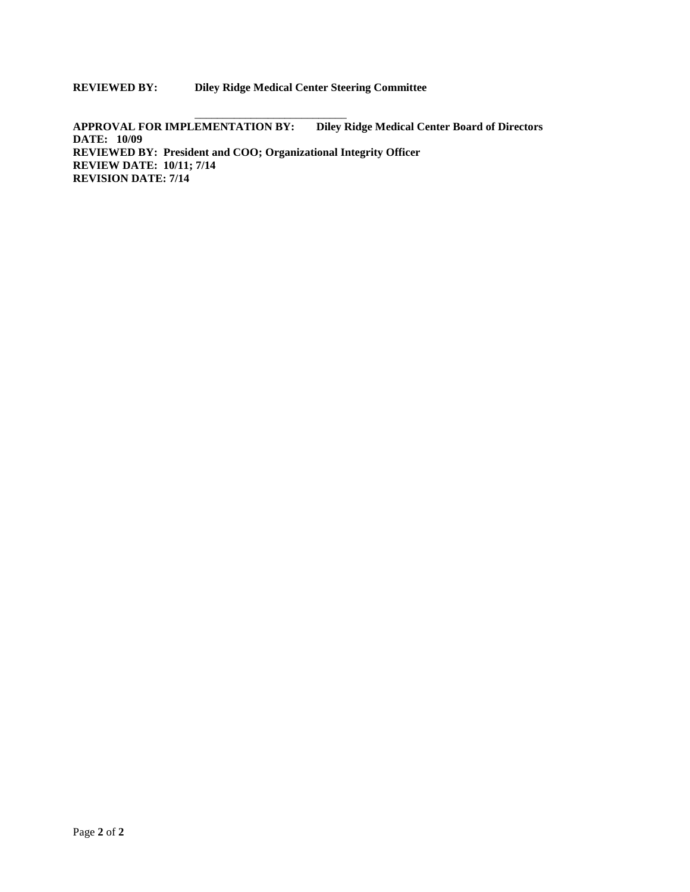**REVIEWED BY: Diley Ridge Medical Center Steering Committee**

\_\_\_\_\_\_\_\_\_\_\_\_\_\_\_\_\_\_\_\_\_\_\_\_\_\_\_\_

**APPROVAL FOR IMPLEMENTATION BY: Diley Ridge Medical Center Board of Directors**
**DATE: 10/09**
**REVIEWED BY: President and COO; Organizational Integrity Officer**
**REVIEW DATE: 10/11; 7/14**
**REVISION DATE: 7/14**